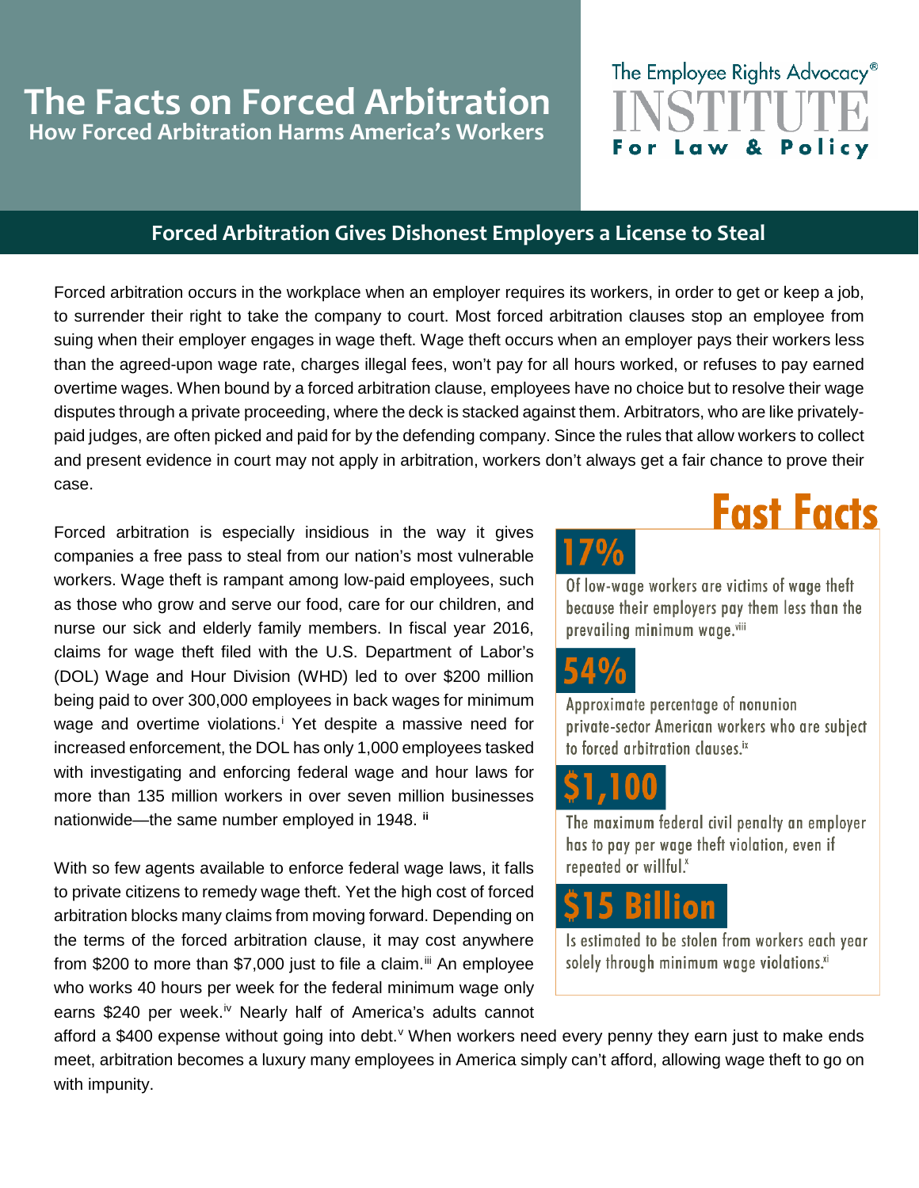# The Facts on Forced Arbitration

## How Forced Arbitration Harms America's Workers

The Employee Rights Advocacy® INSTITUTE For Law & Policy

## Forced Arbitration Gives Dishonest Employers a License to Steal

Forced arbitration occurs in the workplace when an employer requires its workers, in order to get or keep a job, to surrender their right to take the company to court. Most forced arbitration clauses stop an employee from suing when their employer engages in wage theft. Wage theft occurs when an employer pays their workers less than the agreed-upon wage rate, charges illegal fees, won't pay for all hours worked, or refuses to pay earned overtime wages. When bound by a forced arbitration clause, employees have no choice but to resolve their wage disputes through a private proceeding, where the deck is stacked against them. Arbitrators, who are like privately-paid judges, are often picked and paid for by the defending company. Since the rules that allow workers to collect and present evidence in court may not apply in arbitration, workers don't always get a fair chance to prove their case.

Forced arbitration is especially insidious in the way it gives companies a free pass to steal from our nation's most vulnerable workers. Wage theft is rampant among low-paid employees, such as those who grow and serve our food, care for our children, and nurse our sick and elderly family members. In fiscal year 2016, claims for wage theft filed with the U.S. Department of Labor's (DOL) Wage and Hour Division (WHD) led to over $200 million being paid to over 300,000 employees in back wages for minimum wage and overtime violations.[i] Yet despite a massive need for increased enforcement, the DOL has only 1,000 employees tasked with investigating and enforcing federal wage and hour laws for more than 135 million workers in over seven million businesses nationwide—the same number employed in 1948.[ii]

With so few agents available to enforce federal wage laws, it falls to private citizens to remedy wage theft. Yet the high cost of forced arbitration blocks many claims from moving forward. Depending on the terms of the forced arbitration clause, it may cost anywhere from $200 to more than $7,000 just to file a claim.[iii] An employee who works 40 hours per week for the federal minimum wage only earns $240 per week.[iv] Nearly half of America's adults cannot afford a $400 expense without going into debt.[v] When workers need every penny they earn just to make ends meet, arbitration becomes a luxury many employees in America simply can't afford, allowing wage theft to go on with impunity.

## Fast Facts

**17%**
Of low-wage workers are victims of wage theft because their employers pay them less than the prevailing minimum wage.[viii]

**54%**
Approximate percentage of nonunion private-sector American workers who are subject to forced arbitration clauses.[ix]

**$1,100**
The maximum federal civil penalty an employer has to pay per wage theft violation, even if repeated or willful.[x]

**$15 Billion**
Is estimated to be stolen from workers each year solely through minimum wage violations.[xi]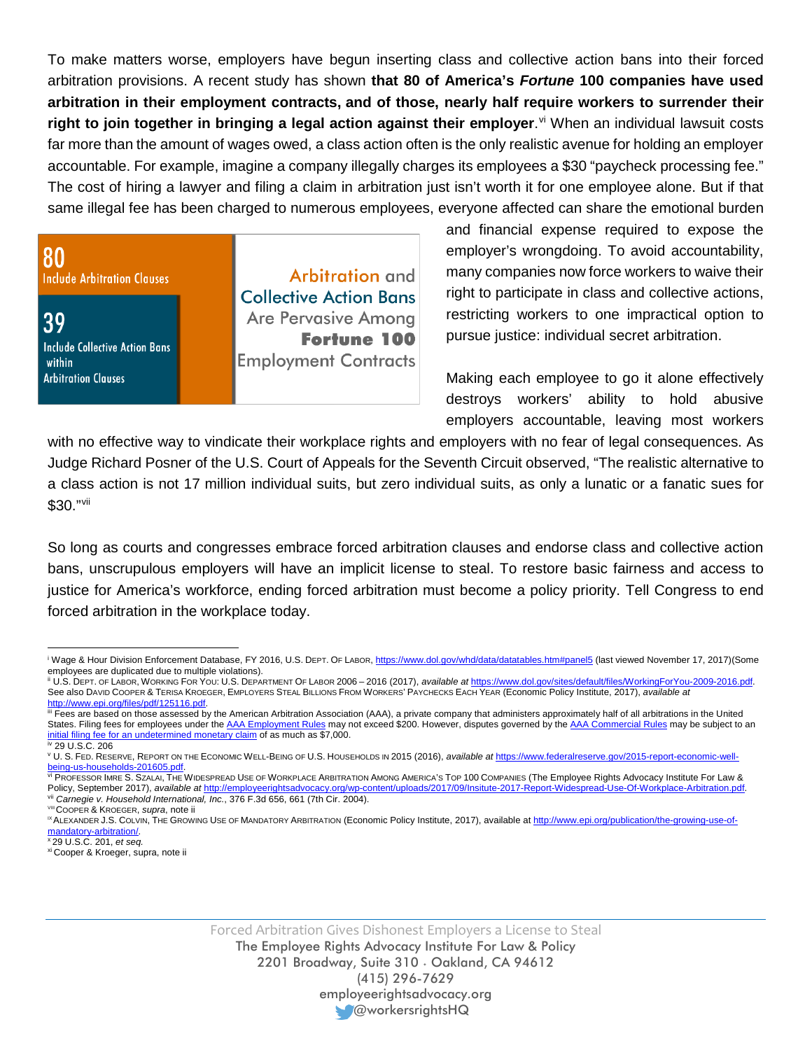To make matters worse, employers have begun inserting class and collective action bans into their forced arbitration provisions. A recent study has shown **that 80 of America's *Fortune* 100 companies have used arbitration in their employment contracts, and of those, nearly half require workers to surrender their right to join together in bringing a legal action against their employer**.[vi] When an individual lawsuit costs far more than the amount of wages owed, a class action often is the only realistic avenue for holding an employer accountable. For example, imagine a company illegally charges its employees a $30 "paycheck processing fee." The cost of hiring a lawyer and filing a claim in arbitration just isn't worth it for one employee alone. But if that same illegal fee has been charged to numerous employees, everyone affected can share the emotional burden and financial expense required to expose the employer's wrongdoing. To avoid accountability, many companies now force workers to waive their right to participate in class and collective actions, restricting workers to one impractical option to pursue justice: individual secret arbitration.

80
Include Arbitration Clauses

39
Include Collective Action Bans within Arbitration Clauses

Arbitration and Collective Action Bans Are Pervasive Among **Fortune 100** Employment Contracts

Making each employee to go it alone effectively destroys workers' ability to hold abusive employers accountable, leaving most workers with no effective way to vindicate their workplace rights and employers with no fear of legal consequences. As Judge Richard Posner of the U.S. Court of Appeals for the Seventh Circuit observed, "The realistic alternative to a class action is not 17 million individual suits, but zero individual suits, as only a lunatic or a fanatic sues for $30."[vii]

So long as courts and congresses embrace forced arbitration clauses and endorse class and collective action bans, unscrupulous employers will have an implicit license to steal. To restore basic fairness and access to justice for America's workforce, ending forced arbitration must become a policy priority. Tell Congress to end forced arbitration in the workplace today.

---

[i] Wage & Hour Division Enforcement Database, FY 2016, U.S. DEPT. OF LABOR, https://www.dol.gov/whd/data/datatables.htm#panel5 (last viewed November 17, 2017)(Some employees are duplicated due to multiple violations).

[ii] U.S. DEPT. OF LABOR, WORKING FOR YOU: U.S. DEPARTMENT OF LABOR 2006 – 2016 (2017), *available at* https://www.dol.gov/sites/default/files/WorkingForYou-2009-2016.pdf. See also DAVID COOPER & TERISA KROEGER, EMPLOYERS STEAL BILLIONS FROM WORKERS' PAYCHECKS EACH YEAR (Economic Policy Institute, 2017), *available at* http://www.epi.org/files/pdf/125116.pdf.

[iii] Fees are based on those assessed by the American Arbitration Association (AAA), a private company that administers approximately half of all arbitrations in the United States. Filing fees for employees under the AAA Employment Rules may not exceed $200. However, disputes governed by the AAA Commercial Rules may be subject to an initial filing fee for an undetermined monetary claim of as much as $7,000.

[iv] 29 U.S.C. 206

[v] U. S. FED. RESERVE, REPORT ON THE ECONOMIC WELL-BEING OF U.S. HOUSEHOLDS IN 2015 (2016), *available at* https://www.federalreserve.gov/2015-report-economic-well-being-us-households-201605.pdf.

[vi] PROFESSOR IMRE S. SZALAI, THE WIDESPREAD USE OF WORKPLACE ARBITRATION AMONG AMERICA'S TOP 100 COMPANIES (The Employee Rights Advocacy Institute For Law & Policy, September 2017), *available at* http://employeerightsadvocacy.org/wp-content/uploads/2017/09/Insitute-2017-Report-Widespread-Use-Of-Workplace-Arbitration.pdf.

[vii] *Carnegie v. Household International, Inc.*, 376 F.3d 656, 661 (7th Cir. 2004).

[viii] COOPER & KROEGER, *supra*, note ii

[ix] ALEXANDER J.S. COLVIN, THE GROWING USE OF MANDATORY ARBITRATION (Economic Policy Institute, 2017), available at http://www.epi.org/publication/the-growing-use-of-mandatory-arbitration/.

[x] 29 U.S.C. 201, *et seq.*

[xi] Cooper & Kroeger, supra, note ii

Forced Arbitration Gives Dishonest Employers a License to Steal
The Employee Rights Advocacy Institute For Law & Policy
2201 Broadway, Suite 310 · Oakland, CA 94612
(415) 296-7629
employeerightsadvocacy.org
@workersrightsHQ